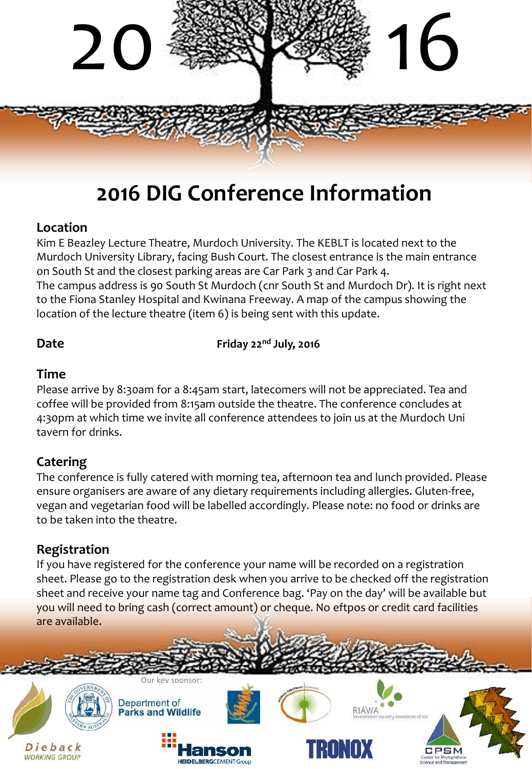2016

# 2016 DIG Conference Information

## Location

Kim E Beazley Lecture Theatre, Murdoch University. The KEBLT is located next to the Murdoch University Library, facing Bush Court. The closest entrance is the main entrance on South St and the closest parking areas are Car Park 3 and Car Park 4.
The campus address is 90 South St Murdoch (cnr South St and Murdoch Dr). It is right next to the Fiona Stanley Hospital and Kwinana Freeway. A map of the campus showing the location of the lecture theatre (item 6) is being sent with this update.

## Date

**Friday 22nd July, 2016**

## Time

Please arrive by 8:30am for a 8:45am start, latecomers will not be appreciated. Tea and coffee will be provided from 8:15am outside the theatre. The conference concludes at 4:30pm at which time we invite all conference attendees to join us at the Murdoch Uni tavern for drinks.

## Catering

The conference is fully catered with morning tea, afternoon tea and lunch provided. Please ensure organisers are aware of any dietary requirements including allergies. Gluten-free, vegan and vegetarian food will be labelled accordingly. Please note: no food or drinks are to be taken into the theatre.

## Registration

If you have registered for the conference your name will be recorded on a registration sheet. Please go to the registration desk when you arrive to be checked off the registration sheet and receive your name tag and Conference bag. 'Pay on the day' will be available but you will need to bring cash (correct amount) or cheque. No eftpos or credit card facilities are available.

Our key sponsor:

Dieback WORKING GROUP

Department of Parks and Wildlife

Hanson HEIDELBERGCEMENT Group

TRONOX

RIAWA Revegetation Industry Association of WA

CPSM Center for Phytophthora Science and Management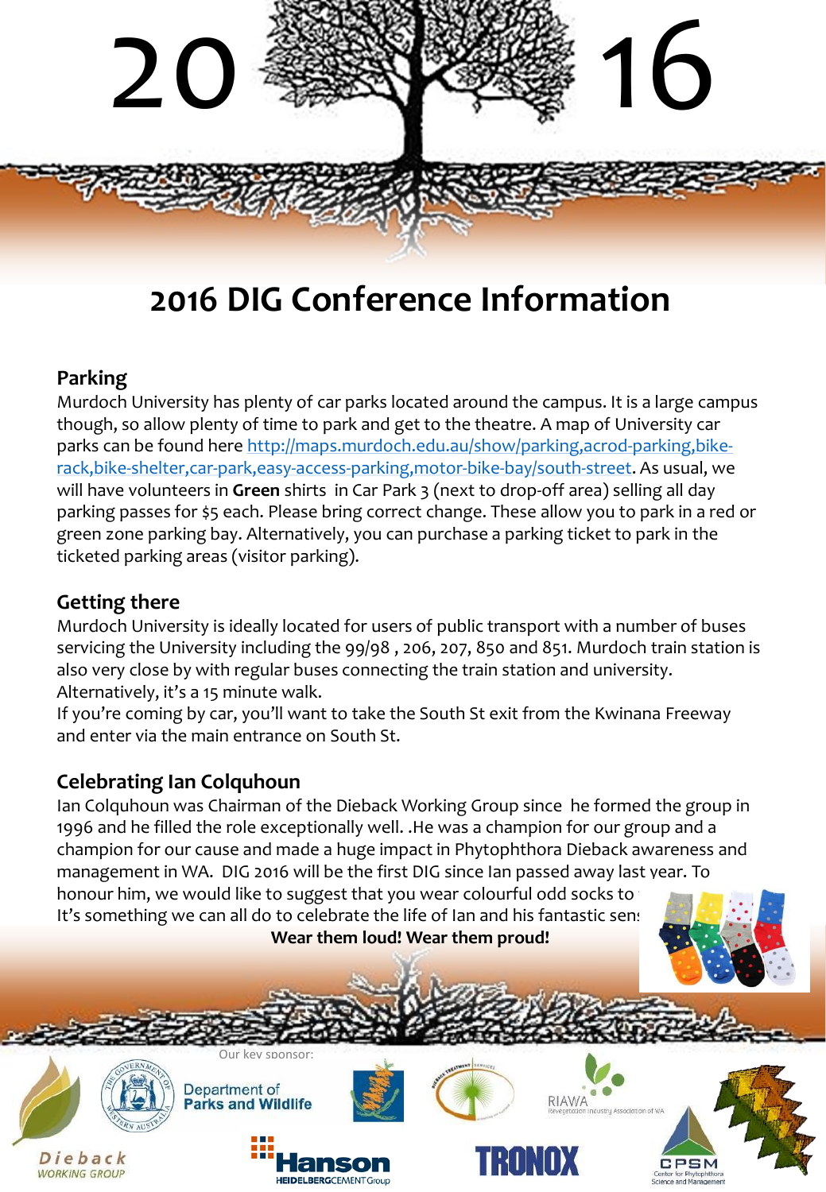# 2016

## 2016 DIG Conference Information

### Parking

Murdoch University has plenty of car parks located around the campus. It is a large campus though, so allow plenty of time to park and get to the theatre. A map of University car parks can be found here http://maps.murdoch.edu.au/show/parking,acrod-parking,bike-rack,bike-shelter,car-park,easy-access-parking,motor-bike-bay/south-street. As usual, we will have volunteers in **Green** shirts in Car Park 3 (next to drop-off area) selling all day parking passes for $5 each. Please bring correct change. These allow you to park in a red or green zone parking bay. Alternatively, you can purchase a parking ticket to park in the ticketed parking areas (visitor parking).

### Getting there

Murdoch University is ideally located for users of public transport with a number of buses servicing the University including the 99/98 , 206, 207, 850 and 851. Murdoch train station is also very close by with regular buses connecting the train station and university. Alternatively, it's a 15 minute walk.

If you're coming by car, you'll want to take the South St exit from the Kwinana Freeway and enter via the main entrance on South St.

### Celebrating Ian Colquhoun

Ian Colquhoun was Chairman of the Dieback Working Group since he formed the group in 1996 and he filled the role exceptionally well. .He was a champion for our group and a champion for our cause and made a huge impact in Phytophthora Dieback awareness and management in WA. DIG 2016 will be the first DIG since Ian passed away last year. To honour him, we would like to suggest that you wear colourful odd socks to
It's something we can all do to celebrate the life of Ian and his fantastic sens

**Wear them loud! Wear them proud!**

Our key sponsor:

Dieback WORKING GROUP

Department of Parks and Wildlife

RIAWA Revegetation Industry Association of WA

Hanson HEIDELBERGCEMENT Group

TRONOX

CPSM Center for Phytophthora Science and Management